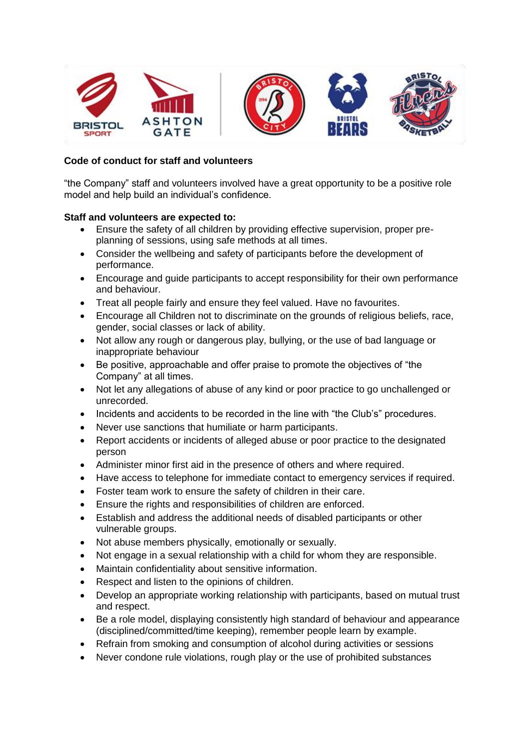**Code of conduct for staff and volunteers**

"the Company" staff and volunteers involved have a great opportunity to be a positive role model and help build an individual's confidence.

**Staff and volunteers are expected to:**

- Ensure the safety of all children by providing effective supervision, proper pre-planning of sessions, using safe methods at all times.
- Consider the wellbeing and safety of participants before the development of performance.
- Encourage and guide participants to accept responsibility for their own performance and behaviour.
- Treat all people fairly and ensure they feel valued. Have no favourites.
- Encourage all Children not to discriminate on the grounds of religious beliefs, race, gender, social classes or lack of ability.
- Not allow any rough or dangerous play, bullying, or the use of bad language or inappropriate behaviour
- Be positive, approachable and offer praise to promote the objectives of "the Company" at all times.
- Not let any allegations of abuse of any kind or poor practice to go unchallenged or unrecorded.
- Incidents and accidents to be recorded in the line with "the Club's" procedures.
- Never use sanctions that humiliate or harm participants.
- Report accidents or incidents of alleged abuse or poor practice to the designated person
- Administer minor first aid in the presence of others and where required.
- Have access to telephone for immediate contact to emergency services if required.
- Foster team work to ensure the safety of children in their care.
- Ensure the rights and responsibilities of children are enforced.
- Establish and address the additional needs of disabled participants or other vulnerable groups.
- Not abuse members physically, emotionally or sexually.
- Not engage in a sexual relationship with a child for whom they are responsible.
- Maintain confidentiality about sensitive information.
- Respect and listen to the opinions of children.
- Develop an appropriate working relationship with participants, based on mutual trust and respect.
- Be a role model, displaying consistently high standard of behaviour and appearance (disciplined/committed/time keeping), remember people learn by example.
- Refrain from smoking and consumption of alcohol during activities or sessions
- Never condone rule violations, rough play or the use of prohibited substances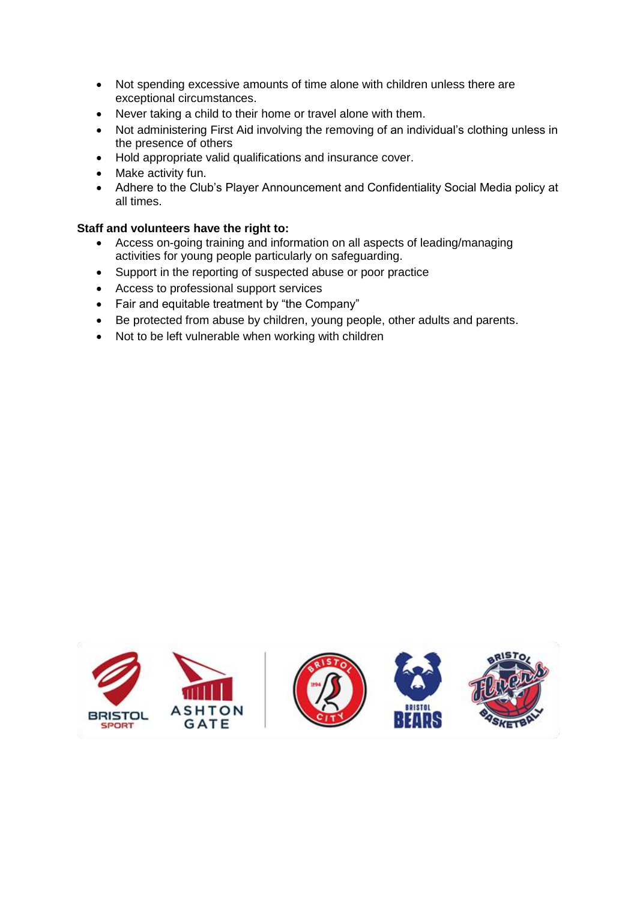- Not spending excessive amounts of time alone with children unless there are exceptional circumstances.
- Never taking a child to their home or travel alone with them.
- Not administering First Aid involving the removing of an individual's clothing unless in the presence of others
- Hold appropriate valid qualifications and insurance cover.
- Make activity fun.
- Adhere to the Club's Player Announcement and Confidentiality Social Media policy at all times.

**Staff and volunteers have the right to:**

- Access on-going training and information on all aspects of leading/managing activities for young people particularly on safeguarding.
- Support in the reporting of suspected abuse or poor practice
- Access to professional support services
- Fair and equitable treatment by "the Company"
- Be protected from abuse by children, young people, other adults and parents.
- Not to be left vulnerable when working with children